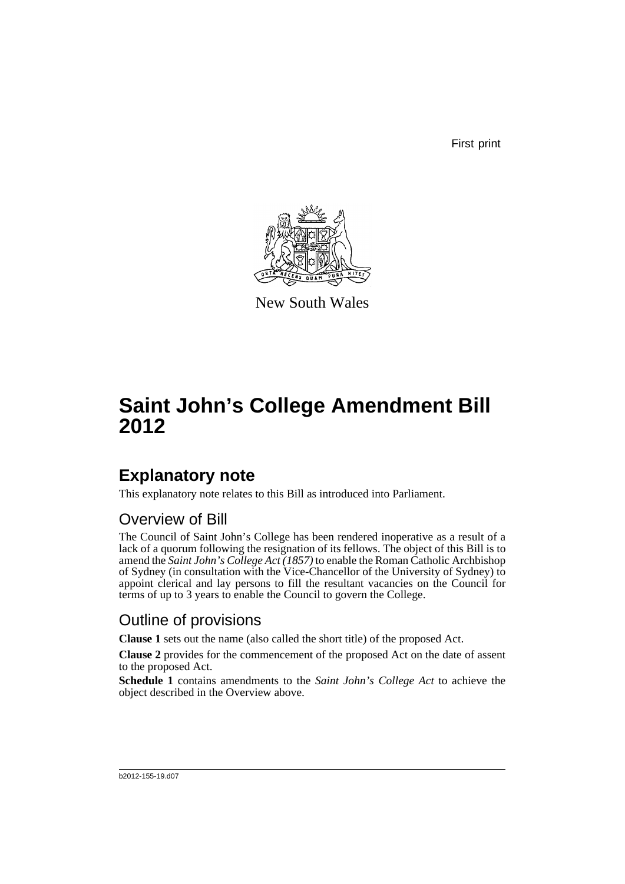First print

New South Wales

# Saint John's College Amendment Bill 2012

## Explanatory note

This explanatory note relates to this Bill as introduced into Parliament.

### Overview of Bill

The Council of Saint John's College has been rendered inoperative as a result of a lack of a quorum following the resignation of its fellows. The object of this Bill is to amend the *Saint John's College Act (1857)* to enable the Roman Catholic Archbishop of Sydney (in consultation with the Vice-Chancellor of the University of Sydney) to appoint clerical and lay persons to fill the resultant vacancies on the Council for terms of up to 3 years to enable the Council to govern the College.

### Outline of provisions

**Clause 1** sets out the name (also called the short title) of the proposed Act.

**Clause 2** provides for the commencement of the proposed Act on the date of assent to the proposed Act.

**Schedule 1** contains amendments to the *Saint John's College Act* to achieve the object described in the Overview above.

b2012-155-19.d07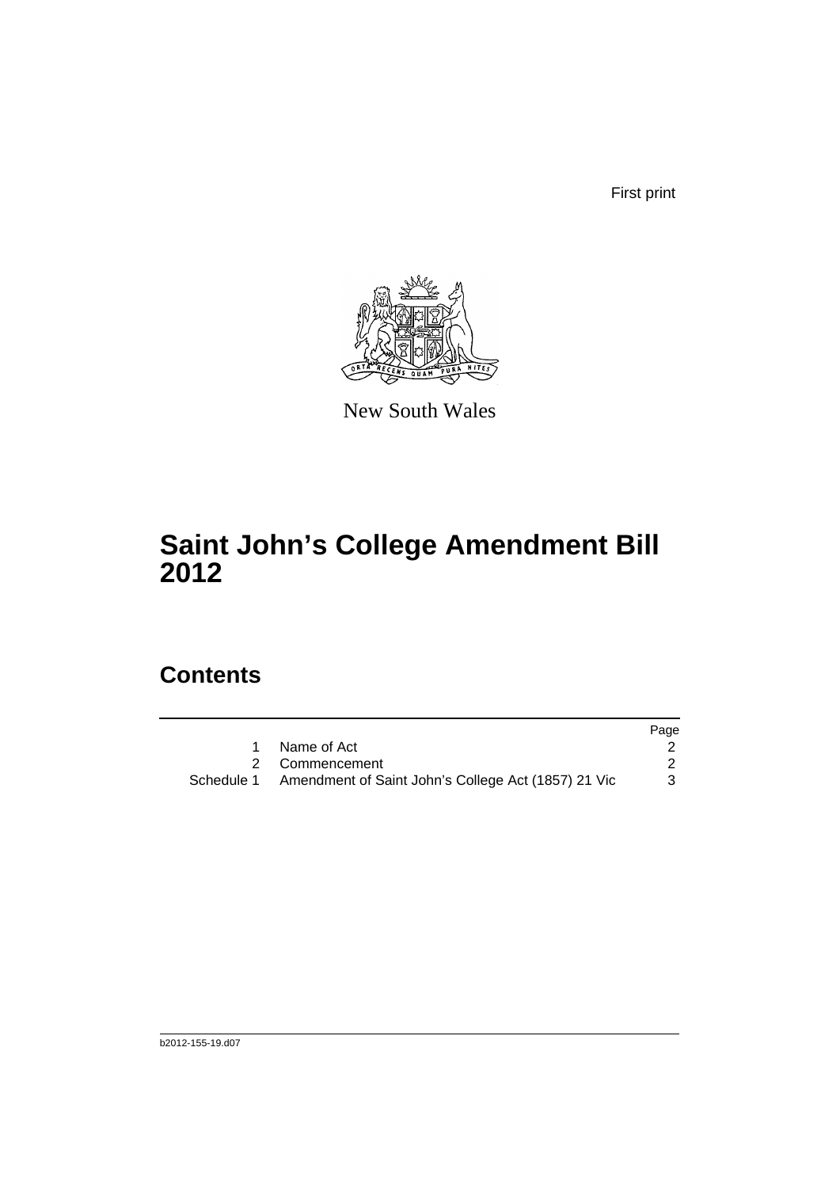First print

New South Wales

# Saint John's College Amendment Bill 2012

## Contents

| | | Page |
|---|---|---|
| 1 | Name of Act | 2 |
| 2 | Commencement | 2 |
| Schedule 1 | Amendment of Saint John's College Act (1857) 21 Vic | 3 |

b2012-155-19.d07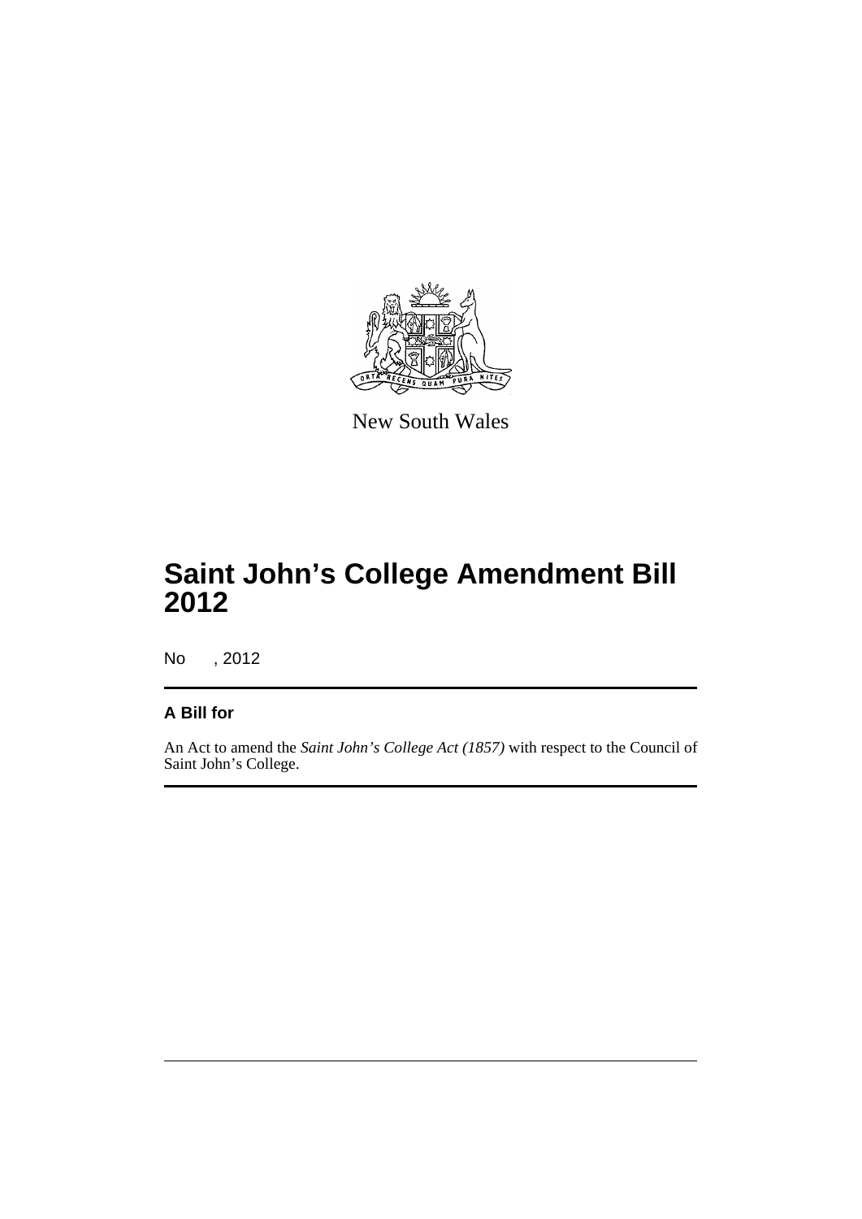New South Wales

# Saint John's College Amendment Bill 2012

No , 2012

## A Bill for

An Act to amend the *Saint John's College Act (1857)* with respect to the Council of Saint John's College.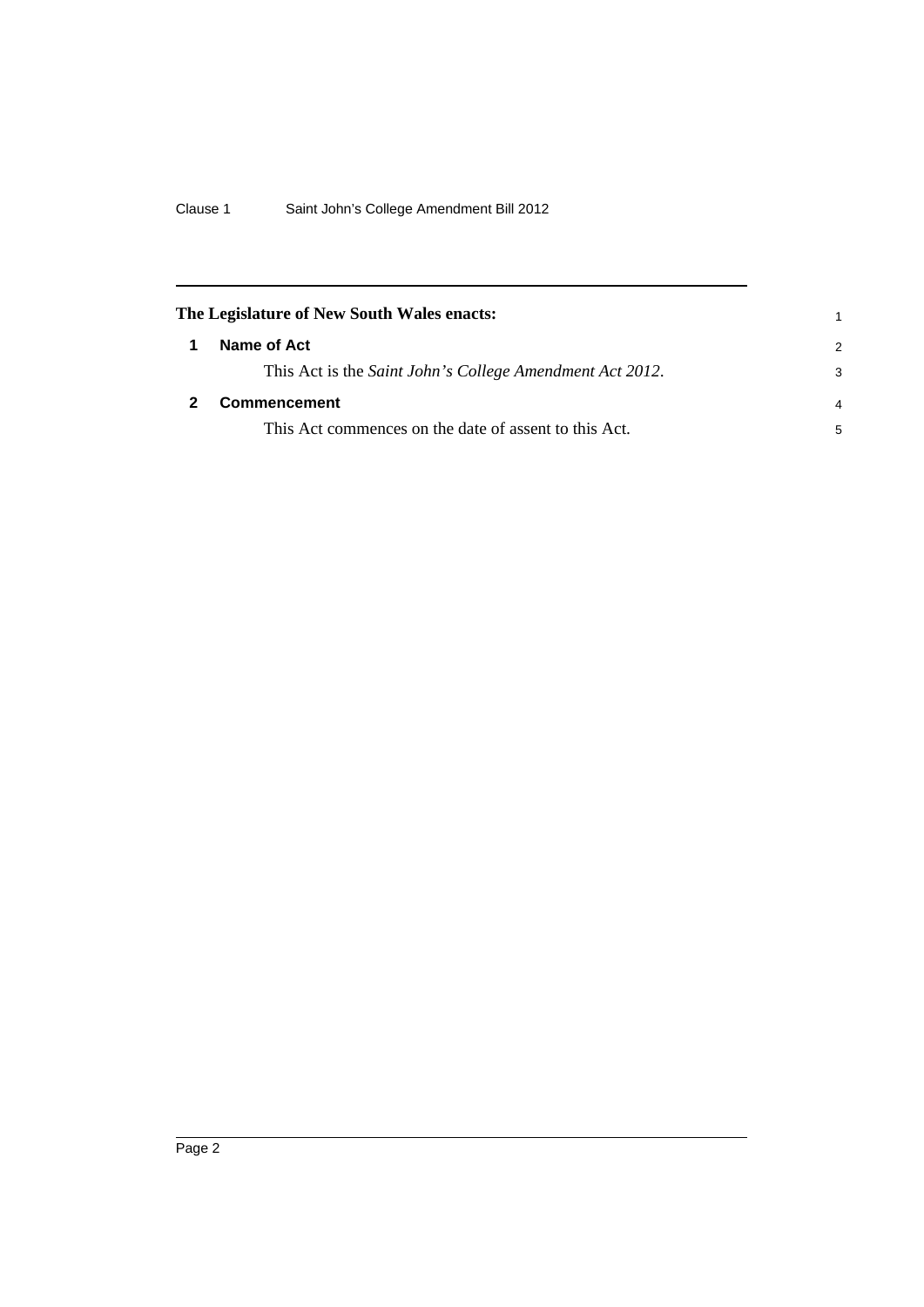**The Legislature of New South Wales enacts:**

## 1 Name of Act

This Act is the *Saint John's College Amendment Act 2012*.

## 2 Commencement

This Act commences on the date of assent to this Act.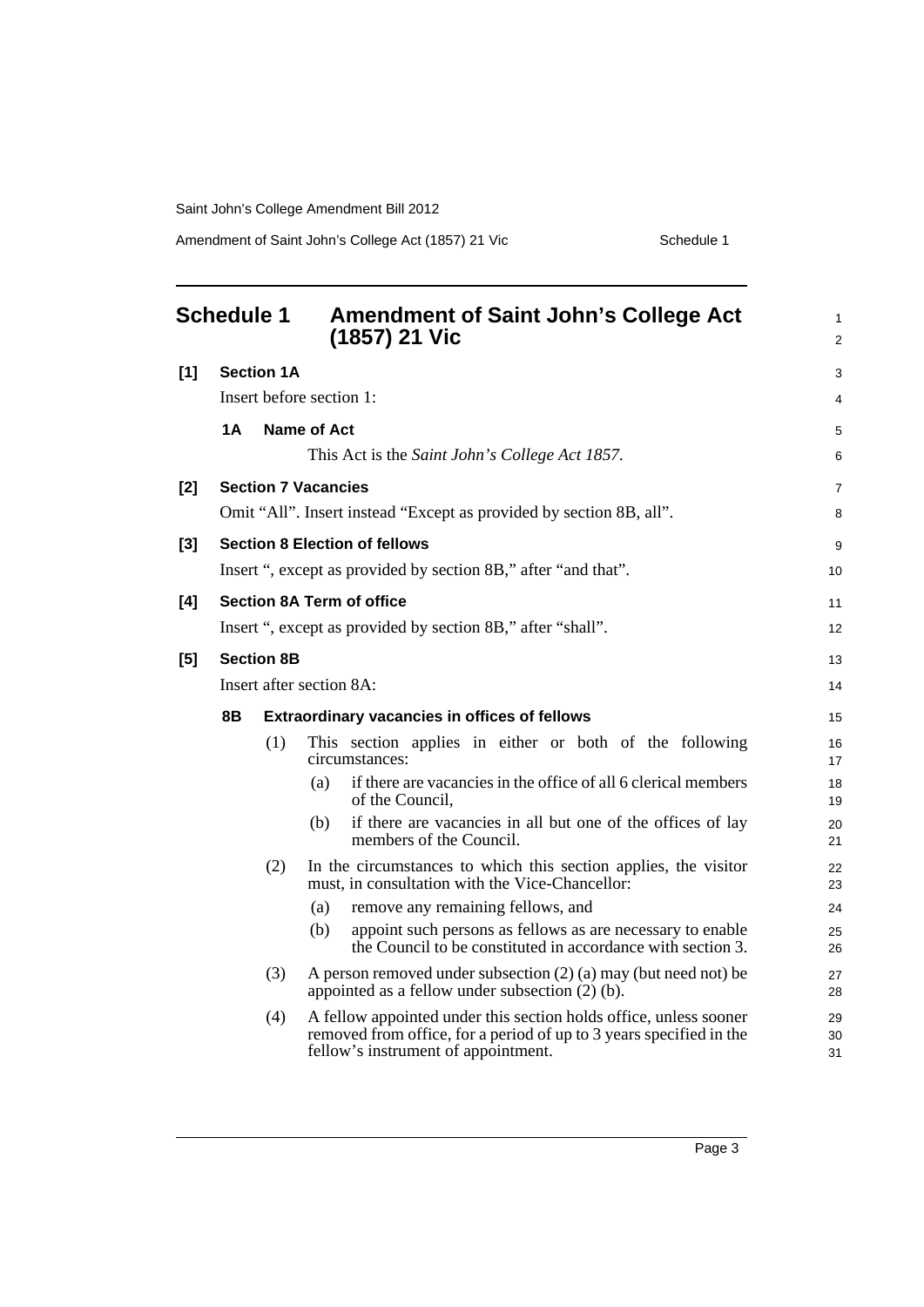## Schedule 1 Amendment of Saint John's College Act (1857) 21 Vic

**[1] Section 1A**

Insert before section 1:

**1A Name of Act**

This Act is the *Saint John's College Act 1857*.

**[2] Section 7 Vacancies**

Omit "All". Insert instead "Except as provided by section 8B, all".

**[3] Section 8 Election of fellows**

Insert ", except as provided by section 8B," after "and that".

**[4] Section 8A Term of office**

Insert ", except as provided by section 8B," after "shall".

**[5] Section 8B**

Insert after section 8A:

**8B Extraordinary vacancies in offices of fellows**

(1) This section applies in either or both of the following circumstances:

(a) if there are vacancies in the office of all 6 clerical members of the Council,

(b) if there are vacancies in all but one of the offices of lay members of the Council.

(2) In the circumstances to which this section applies, the visitor must, in consultation with the Vice-Chancellor:

(a) remove any remaining fellows, and

(b) appoint such persons as fellows as are necessary to enable the Council to be constituted in accordance with section 3.

(3) A person removed under subsection (2) (a) may (but need not) be appointed as a fellow under subsection (2) (b).

(4) A fellow appointed under this section holds office, unless sooner removed from office, for a period of up to 3 years specified in the fellow's instrument of appointment.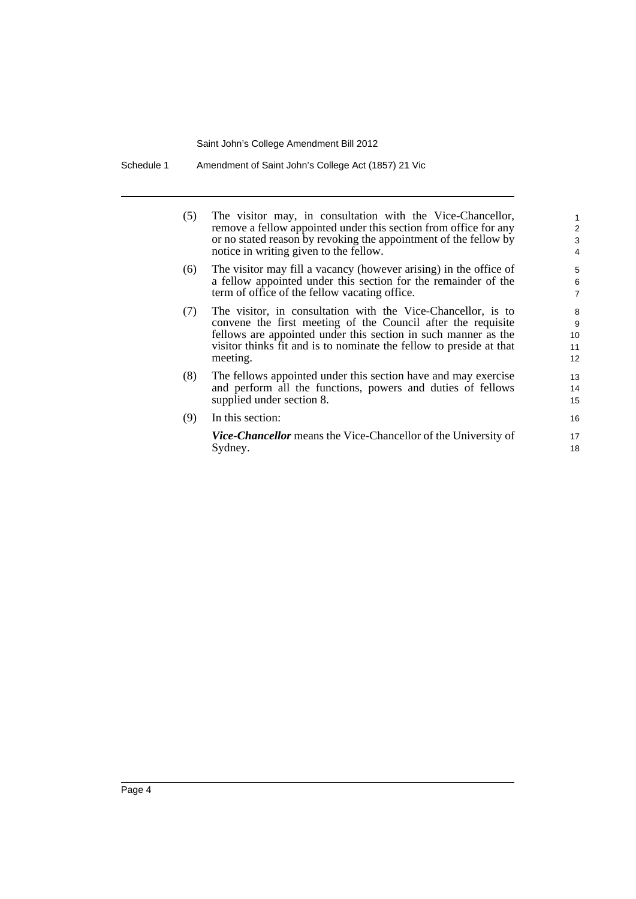(5) The visitor may, in consultation with the Vice-Chancellor, remove a fellow appointed under this section from office for any or no stated reason by revoking the appointment of the fellow by notice in writing given to the fellow.

(6) The visitor may fill a vacancy (however arising) in the office of a fellow appointed under this section for the remainder of the term of office of the fellow vacating office.

(7) The visitor, in consultation with the Vice-Chancellor, is to convene the first meeting of the Council after the requisite fellows are appointed under this section in such manner as the visitor thinks fit and is to nominate the fellow to preside at that meeting.

(8) The fellows appointed under this section have and may exercise and perform all the functions, powers and duties of fellows supplied under section 8.

(9) In this section:

***Vice-Chancellor*** means the Vice-Chancellor of the University of Sydney.